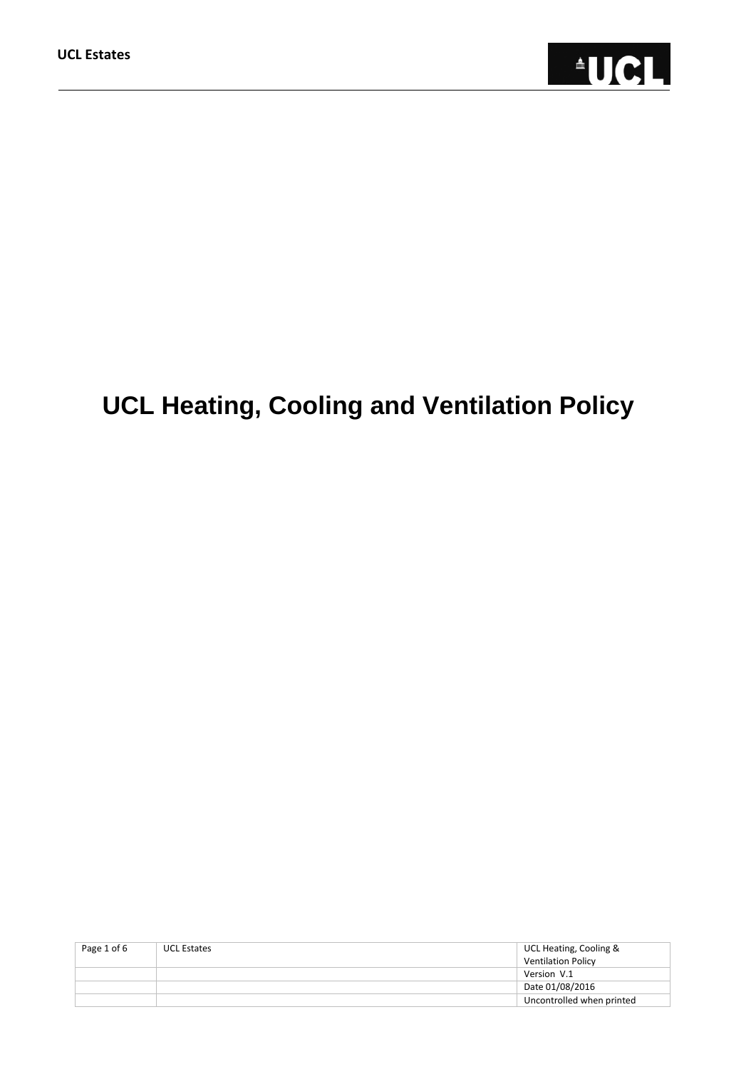# UCL Heating, Cooling and Ventilation Policy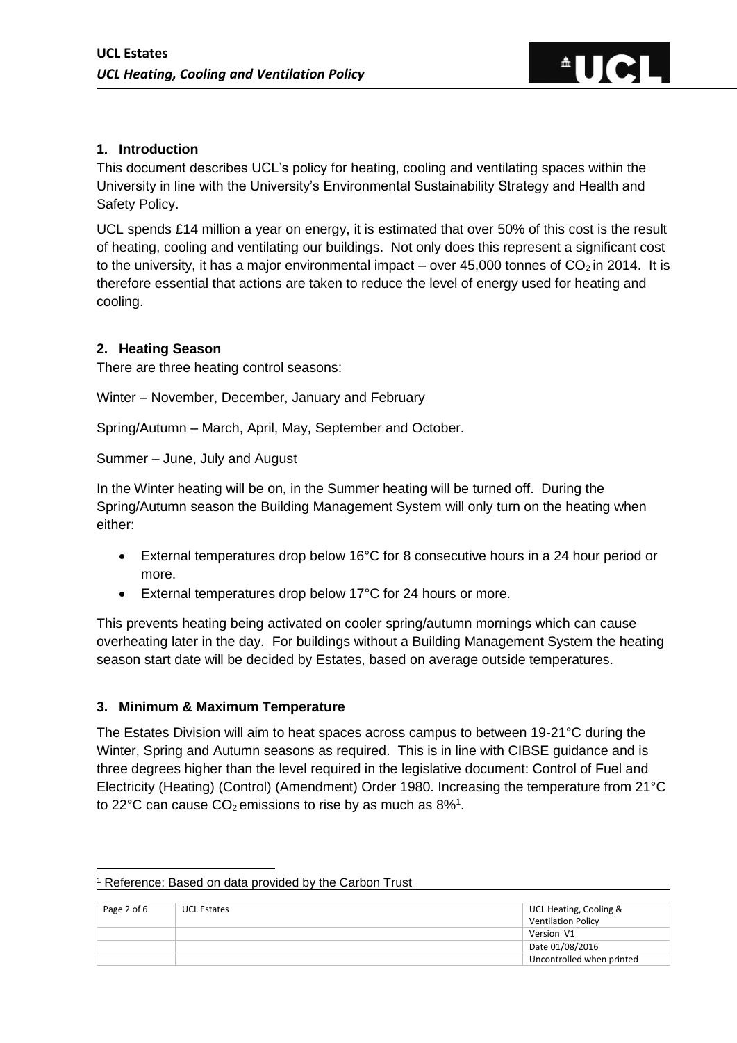## 1. Introduction

This document describes UCL's policy for heating, cooling and ventilating spaces within the University in line with the University's Environmental Sustainability Strategy and Health and Safety Policy.

UCL spends £14 million a year on energy, it is estimated that over 50% of this cost is the result of heating, cooling and ventilating our buildings. Not only does this represent a significant cost to the university, it has a major environmental impact – over 45,000 tonnes of $CO_2$ in 2014. It is therefore essential that actions are taken to reduce the level of energy used for heating and cooling.

## 2. Heating Season

There are three heating control seasons:

Winter – November, December, January and February

Spring/Autumn – March, April, May, September and October.

Summer – June, July and August

In the Winter heating will be on, in the Summer heating will be turned off. During the Spring/Autumn season the Building Management System will only turn on the heating when either:

- External temperatures drop below 16°C for 8 consecutive hours in a 24 hour period or more.
- External temperatures drop below 17°C for 24 hours or more.

This prevents heating being activated on cooler spring/autumn mornings which can cause overheating later in the day. For buildings without a Building Management System the heating season start date will be decided by Estates, based on average outside temperatures.

## 3. Minimum & Maximum Temperature

The Estates Division will aim to heat spaces across campus to between 19-21°C during the Winter, Spring and Autumn seasons as required. This is in line with CIBSE guidance and is three degrees higher than the level required in the legislative document: Control of Fuel and Electricity (Heating) (Control) (Amendment) Order 1980. Increasing the temperature from 21°C to 22°C can cause $CO_2$ emissions to rise by as much as 8%[1].

[1] Reference: Based on data provided by the Carbon Trust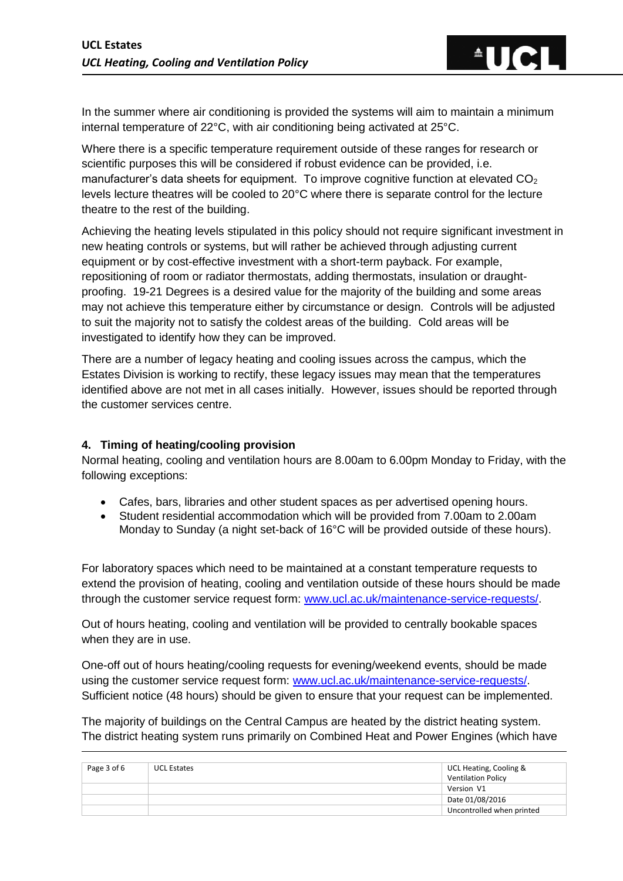In the summer where air conditioning is provided the systems will aim to maintain a minimum internal temperature of 22°C, with air conditioning being activated at 25°C.

Where there is a specific temperature requirement outside of these ranges for research or scientific purposes this will be considered if robust evidence can be provided, i.e. manufacturer's data sheets for equipment. To improve cognitive function at elevated $CO_2$ levels lecture theatres will be cooled to 20°C where there is separate control for the lecture theatre to the rest of the building.

Achieving the heating levels stipulated in this policy should not require significant investment in new heating controls or systems, but will rather be achieved through adjusting current equipment or by cost-effective investment with a short-term payback. For example, repositioning of room or radiator thermostats, adding thermostats, insulation or draught-proofing. 19-21 Degrees is a desired value for the majority of the building and some areas may not achieve this temperature either by circumstance or design. Controls will be adjusted to suit the majority not to satisfy the coldest areas of the building. Cold areas will be investigated to identify how they can be improved.

There are a number of legacy heating and cooling issues across the campus, which the Estates Division is working to rectify, these legacy issues may mean that the temperatures identified above are not met in all cases initially. However, issues should be reported through the customer services centre.

## 4. Timing of heating/cooling provision

Normal heating, cooling and ventilation hours are 8.00am to 6.00pm Monday to Friday, with the following exceptions:

- Cafes, bars, libraries and other student spaces as per advertised opening hours.
- Student residential accommodation which will be provided from 7.00am to 2.00am Monday to Sunday (a night set-back of 16°C will be provided outside of these hours).

For laboratory spaces which need to be maintained at a constant temperature requests to extend the provision of heating, cooling and ventilation outside of these hours should be made through the customer service request form: [www.ucl.ac.uk/maintenance-service-requests/](www.ucl.ac.uk/maintenance-service-requests/).

Out of hours heating, cooling and ventilation will be provided to centrally bookable spaces when they are in use.

One-off out of hours heating/cooling requests for evening/weekend events, should be made using the customer service request form: [www.ucl.ac.uk/maintenance-service-requests/](www.ucl.ac.uk/maintenance-service-requests/). Sufficient notice (48 hours) should be given to ensure that your request can be implemented.

The majority of buildings on the Central Campus are heated by the district heating system. The district heating system runs primarily on Combined Heat and Power Engines (which have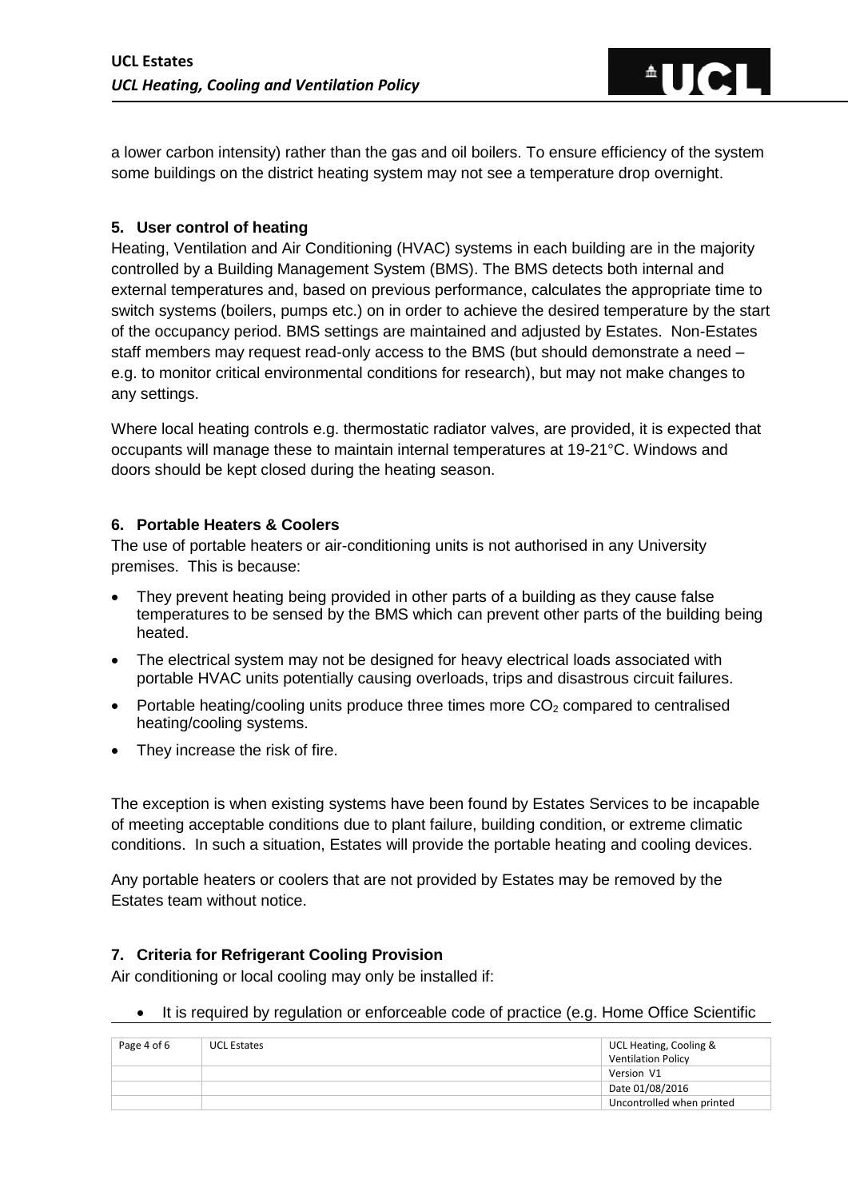a lower carbon intensity) rather than the gas and oil boilers. To ensure efficiency of the system some buildings on the district heating system may not see a temperature drop overnight.

### 5. User control of heating

Heating, Ventilation and Air Conditioning (HVAC) systems in each building are in the majority controlled by a Building Management System (BMS). The BMS detects both internal and external temperatures and, based on previous performance, calculates the appropriate time to switch systems (boilers, pumps etc.) on in order to achieve the desired temperature by the start of the occupancy period. BMS settings are maintained and adjusted by Estates. Non-Estates staff members may request read-only access to the BMS (but should demonstrate a need – e.g. to monitor critical environmental conditions for research), but may not make changes to any settings.

Where local heating controls e.g. thermostatic radiator valves, are provided, it is expected that occupants will manage these to maintain internal temperatures at 19-21°C. Windows and doors should be kept closed during the heating season.

### 6. Portable Heaters & Coolers

The use of portable heaters or air-conditioning units is not authorised in any University premises. This is because:

- They prevent heating being provided in other parts of a building as they cause false temperatures to be sensed by the BMS which can prevent other parts of the building being heated.
- The electrical system may not be designed for heavy electrical loads associated with portable HVAC units potentially causing overloads, trips and disastrous circuit failures.
- Portable heating/cooling units produce three times more $CO_2$ compared to centralised heating/cooling systems.
- They increase the risk of fire.

The exception is when existing systems have been found by Estates Services to be incapable of meeting acceptable conditions due to plant failure, building condition, or extreme climatic conditions. In such a situation, Estates will provide the portable heating and cooling devices.

Any portable heaters or coolers that are not provided by Estates may be removed by the Estates team without notice.

### 7. Criteria for Refrigerant Cooling Provision

Air conditioning or local cooling may only be installed if:

- It is required by regulation or enforceable code of practice (e.g. Home Office Scientific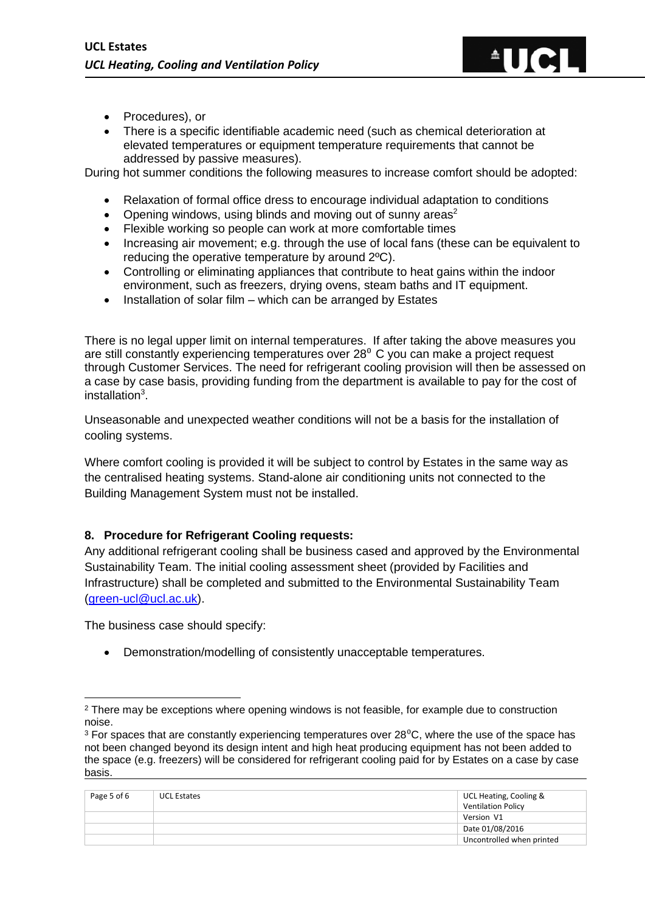- Procedures), or
- There is a specific identifiable academic need (such as chemical deterioration at elevated temperatures or equipment temperature requirements that cannot be addressed by passive measures).

During hot summer conditions the following measures to increase comfort should be adopted:

- Relaxation of formal office dress to encourage individual adaptation to conditions
- Opening windows, using blinds and moving out of sunny areas[2]
- Flexible working so people can work at more comfortable times
- Increasing air movement; e.g. through the use of local fans (these can be equivalent to reducing the operative temperature by around 2ºC).
- Controlling or eliminating appliances that contribute to heat gains within the indoor environment, such as freezers, drying ovens, steam baths and IT equipment.
- Installation of solar film – which can be arranged by Estates

There is no legal upper limit on internal temperatures. If after taking the above measures you are still constantly experiencing temperatures over 28$^{0}$ C you can make a project request through Customer Services. The need for refrigerant cooling provision will then be assessed on a case by case basis, providing funding from the department is available to pay for the cost of installation[3].

Unseasonable and unexpected weather conditions will not be a basis for the installation of cooling systems.

Where comfort cooling is provided it will be subject to control by Estates in the same way as the centralised heating systems. Stand-alone air conditioning units not connected to the Building Management System must not be installed.

### 8. Procedure for Refrigerant Cooling requests:

Any additional refrigerant cooling shall be business cased and approved by the Environmental Sustainability Team. The initial cooling assessment sheet (provided by Facilities and Infrastructure) shall be completed and submitted to the Environmental Sustainability Team (green-ucl@ucl.ac.uk).

The business case should specify:

- Demonstration/modelling of consistently unacceptable temperatures.

---

[2] There may be exceptions where opening windows is not feasible, for example due to construction noise.

[3] For spaces that are constantly experiencing temperatures over 28$^{0}$C, where the use of the space has not been changed beyond its design intent and high heat producing equipment has not been added to the space (e.g. freezers) will be considered for refrigerant cooling paid for by Estates on a case by case basis.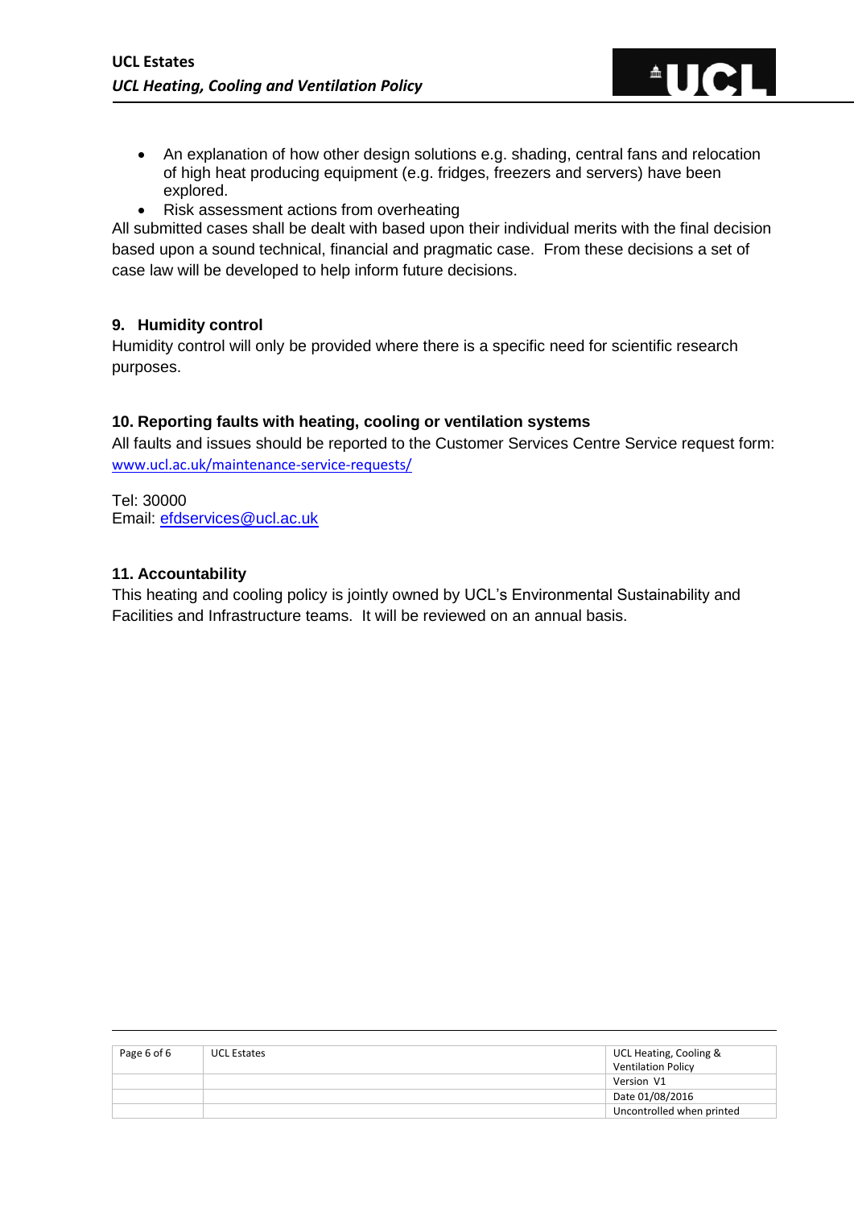- An explanation of how other design solutions e.g. shading, central fans and relocation of high heat producing equipment (e.g. fridges, freezers and servers) have been explored.
- Risk assessment actions from overheating

All submitted cases shall be dealt with based upon their individual merits with the final decision based upon a sound technical, financial and pragmatic case. From these decisions a set of case law will be developed to help inform future decisions.

## 9. Humidity control

Humidity control will only be provided where there is a specific need for scientific research purposes.

## 10. Reporting faults with heating, cooling or ventilation systems

All faults and issues should be reported to the Customer Services Centre Service request form: www.ucl.ac.uk/maintenance-service-requests/

Tel: 30000
Email: efdservices@ucl.ac.uk

## 11. Accountability

This heating and cooling policy is jointly owned by UCL's Environmental Sustainability and Facilities and Infrastructure teams. It will be reviewed on an annual basis.